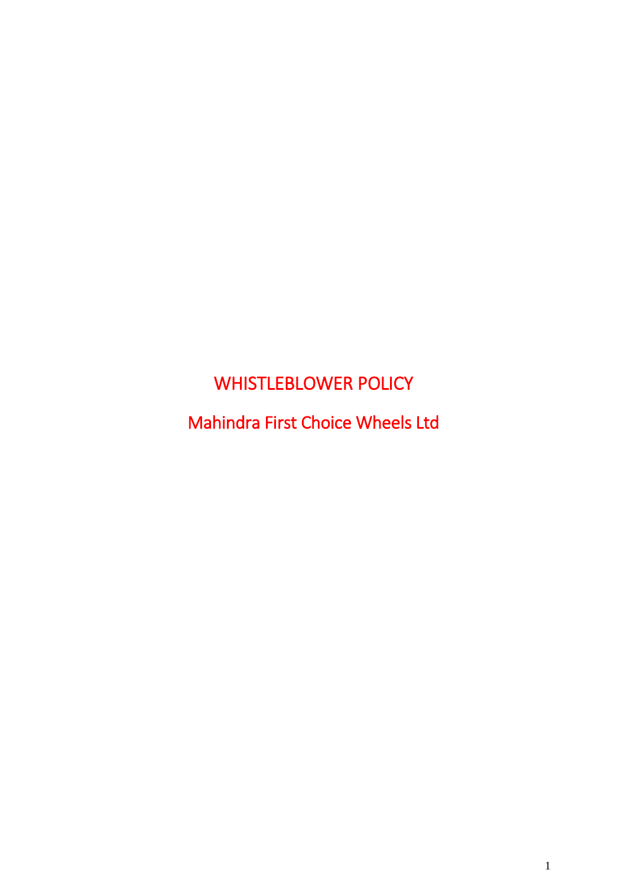# WHISTLEBLOWER POLICY

## Mahindra First Choice Wheels Ltd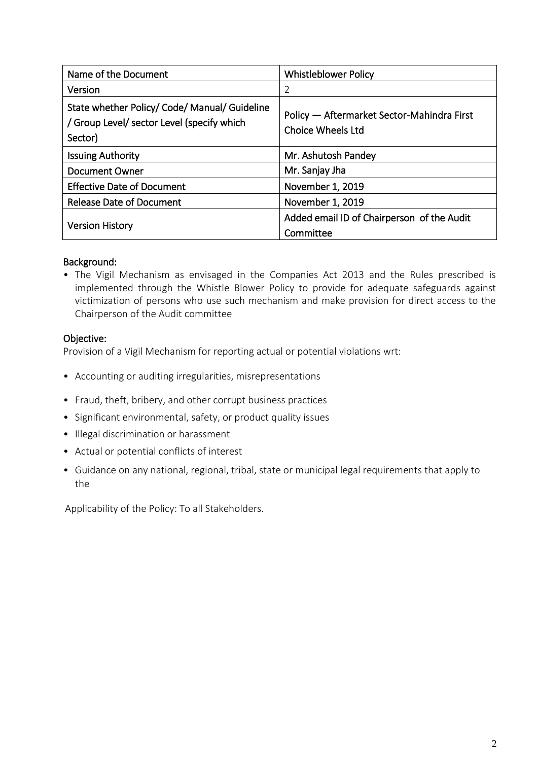| Name of the Document | Whistleblower Policy |
|---|---|
| Version | 2 |
| State whether Policy/ Code/ Manual/ Guideline / Group Level/ sector Level (specify which Sector) | Policy — Aftermarket Sector-Mahindra First Choice Wheels Ltd |
| Issuing Authority | Mr. Ashutosh Pandey |
| Document Owner | Mr. Sanjay Jha |
| Effective Date of Document | November 1, 2019 |
| Release Date of Document | November 1, 2019 |
| Version History | Added email ID of Chairperson of the Audit Committee |

## Background:

- The Vigil Mechanism as envisaged in the Companies Act 2013 and the Rules prescribed is implemented through the Whistle Blower Policy to provide for adequate safeguards against victimization of persons who use such mechanism and make provision for direct access to the Chairperson of the Audit committee

## Objective:

Provision of a Vigil Mechanism for reporting actual or potential violations wrt:

- Accounting or auditing irregularities, misrepresentations
- Fraud, theft, bribery, and other corrupt business practices
- Significant environmental, safety, or product quality issues
- Illegal discrimination or harassment
- Actual or potential conflicts of interest
- Guidance on any national, regional, tribal, state or municipal legal requirements that apply to the

Applicability of the Policy: To all Stakeholders.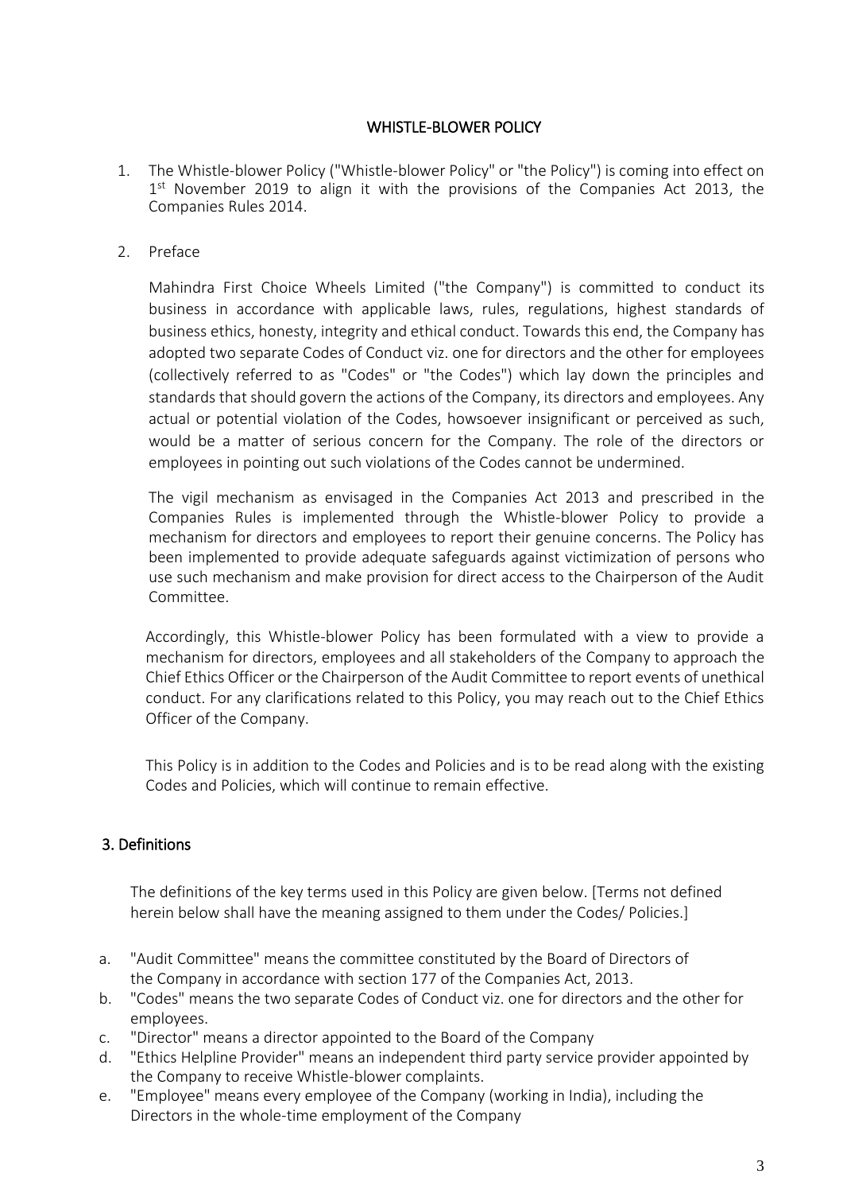## WHISTLE-BLOWER POLICY

1. The Whistle-blower Policy ("Whistle-blower Policy" or "the Policy") is coming into effect on 1st November 2019 to align it with the provisions of the Companies Act 2013, the Companies Rules 2014.

2. Preface

   Mahindra First Choice Wheels Limited ("the Company") is committed to conduct its business in accordance with applicable laws, rules, regulations, highest standards of business ethics, honesty, integrity and ethical conduct. Towards this end, the Company has adopted two separate Codes of Conduct viz. one for directors and the other for employees (collectively referred to as "Codes" or "the Codes") which lay down the principles and standards that should govern the actions of the Company, its directors and employees. Any actual or potential violation of the Codes, howsoever insignificant or perceived as such, would be a matter of serious concern for the Company. The role of the directors or employees in pointing out such violations of the Codes cannot be undermined.

   The vigil mechanism as envisaged in the Companies Act 2013 and prescribed in the Companies Rules is implemented through the Whistle-blower Policy to provide a mechanism for directors and employees to report their genuine concerns. The Policy has been implemented to provide adequate safeguards against victimization of persons who use such mechanism and make provision for direct access to the Chairperson of the Audit Committee.

   Accordingly, this Whistle-blower Policy has been formulated with a view to provide a mechanism for directors, employees and all stakeholders of the Company to approach the Chief Ethics Officer or the Chairperson of the Audit Committee to report events of unethical conduct. For any clarifications related to this Policy, you may reach out to the Chief Ethics Officer of the Company.

   This Policy is in addition to the Codes and Policies and is to be read along with the existing Codes and Policies, which will continue to remain effective.

### 3. Definitions

The definitions of the key terms used in this Policy are given below. [Terms not defined herein below shall have the meaning assigned to them under the Codes/ Policies.]

a. "Audit Committee" means the committee constituted by the Board of Directors of the Company in accordance with section 177 of the Companies Act, 2013.
b. "Codes" means the two separate Codes of Conduct viz. one for directors and the other for employees.
c. "Director" means a director appointed to the Board of the Company
d. "Ethics Helpline Provider" means an independent third party service provider appointed by the Company to receive Whistle-blower complaints.
e. "Employee" means every employee of the Company (working in India), including the Directors in the whole-time employment of the Company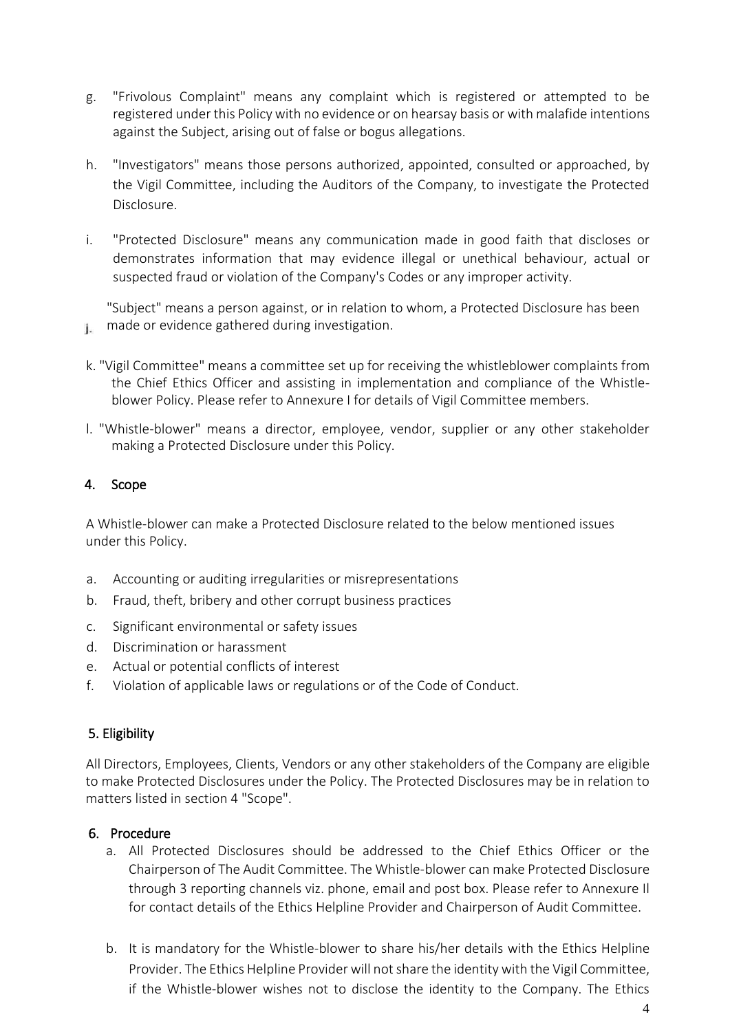g. "Frivolous Complaint" means any complaint which is registered or attempted to be registered under this Policy with no evidence or on hearsay basis or with malafide intentions against the Subject, arising out of false or bogus allegations.

h. "Investigators" means those persons authorized, appointed, consulted or approached, by the Vigil Committee, including the Auditors of the Company, to investigate the Protected Disclosure.

i. "Protected Disclosure" means any communication made in good faith that discloses or demonstrates information that may evidence illegal or unethical behaviour, actual or suspected fraud or violation of the Company's Codes or any improper activity.

j. "Subject" means a person against, or in relation to whom, a Protected Disclosure has been made or evidence gathered during investigation.

k. "Vigil Committee" means a committee set up for receiving the whistleblower complaints from the Chief Ethics Officer and assisting in implementation and compliance of the Whistle-blower Policy. Please refer to Annexure I for details of Vigil Committee members.

l. "Whistle-blower" means a director, employee, vendor, supplier or any other stakeholder making a Protected Disclosure under this Policy.

## 4. Scope

A Whistle-blower can make a Protected Disclosure related to the below mentioned issues under this Policy.

a. Accounting or auditing irregularities or misrepresentations
b. Fraud, theft, bribery and other corrupt business practices
c. Significant environmental or safety issues
d. Discrimination or harassment
e. Actual or potential conflicts of interest
f. Violation of applicable laws or regulations or of the Code of Conduct.

## 5. Eligibility

All Directors, Employees, Clients, Vendors or any other stakeholders of the Company are eligible to make Protected Disclosures under the Policy. The Protected Disclosures may be in relation to matters listed in section 4 "Scope".

## 6. Procedure

a. All Protected Disclosures should be addressed to the Chief Ethics Officer or the Chairperson of The Audit Committee. The Whistle-blower can make Protected Disclosure through 3 reporting channels viz. phone, email and post box. Please refer to Annexure II for contact details of the Ethics Helpline Provider and Chairperson of Audit Committee.

b. It is mandatory for the Whistle-blower to share his/her details with the Ethics Helpline Provider. The Ethics Helpline Provider will not share the identity with the Vigil Committee, if the Whistle-blower wishes not to disclose the identity to the Company. The Ethics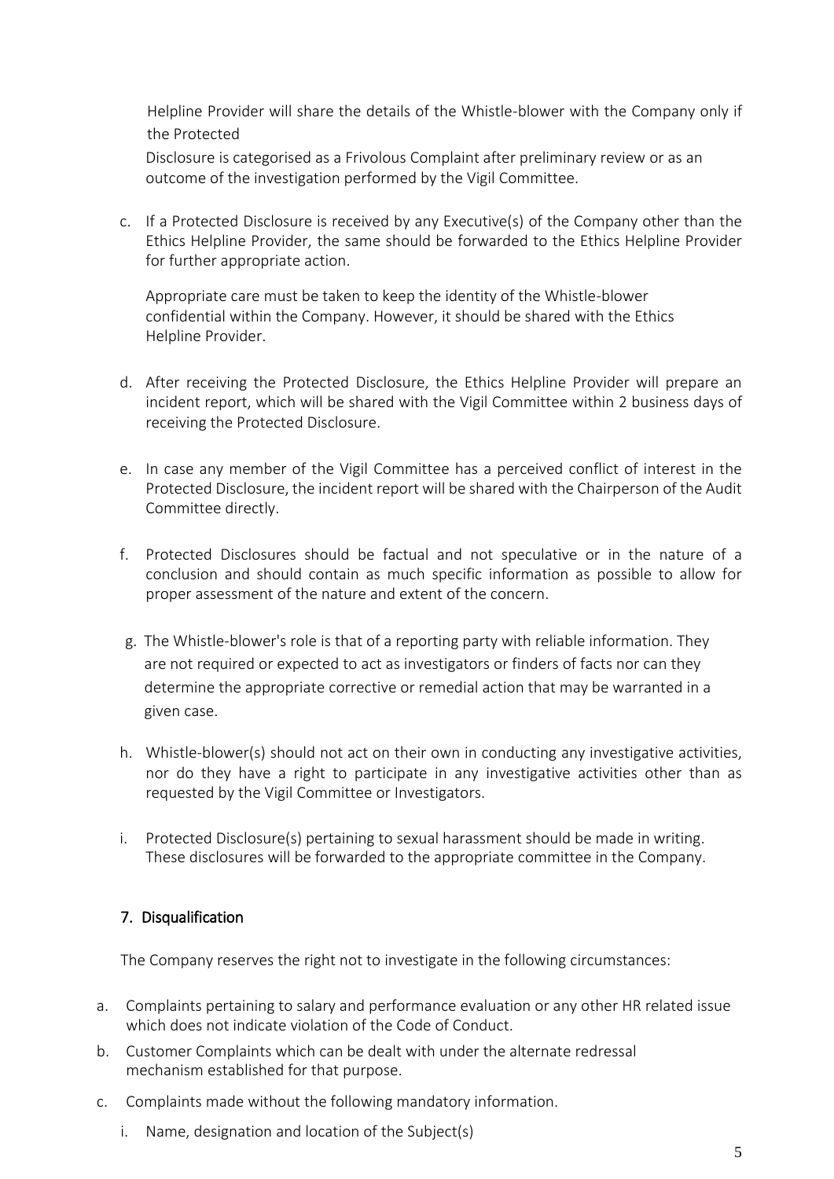Helpline Provider will share the details of the Whistle-blower with the Company only if the Protected Disclosure is categorised as a Frivolous Complaint after preliminary review or as an outcome of the investigation performed by the Vigil Committee.

c. If a Protected Disclosure is received by any Executive(s) of the Company other than the Ethics Helpline Provider, the same should be forwarded to the Ethics Helpline Provider for further appropriate action.

   Appropriate care must be taken to keep the identity of the Whistle-blower confidential within the Company. However, it should be shared with the Ethics Helpline Provider.

d. After receiving the Protected Disclosure, the Ethics Helpline Provider will prepare an incident report, which will be shared with the Vigil Committee within 2 business days of receiving the Protected Disclosure.

e. In case any member of the Vigil Committee has a perceived conflict of interest in the Protected Disclosure, the incident report will be shared with the Chairperson of the Audit Committee directly.

f. Protected Disclosures should be factual and not speculative or in the nature of a conclusion and should contain as much specific information as possible to allow for proper assessment of the nature and extent of the concern.

g. The Whistle-blower's role is that of a reporting party with reliable information. They are not required or expected to act as investigators or finders of facts nor can they determine the appropriate corrective or remedial action that may be warranted in a given case.

h. Whistle-blower(s) should not act on their own in conducting any investigative activities, nor do they have a right to participate in any investigative activities other than as requested by the Vigil Committee or Investigators.

i. Protected Disclosure(s) pertaining to sexual harassment should be made in writing. These disclosures will be forwarded to the appropriate committee in the Company.

## 7. Disqualification

The Company reserves the right not to investigate in the following circumstances:

a. Complaints pertaining to salary and performance evaluation or any other HR related issue which does not indicate violation of the Code of Conduct.

b. Customer Complaints which can be dealt with under the alternate redressal mechanism established for that purpose.

c. Complaints made without the following mandatory information.

   i. Name, designation and location of the Subject(s)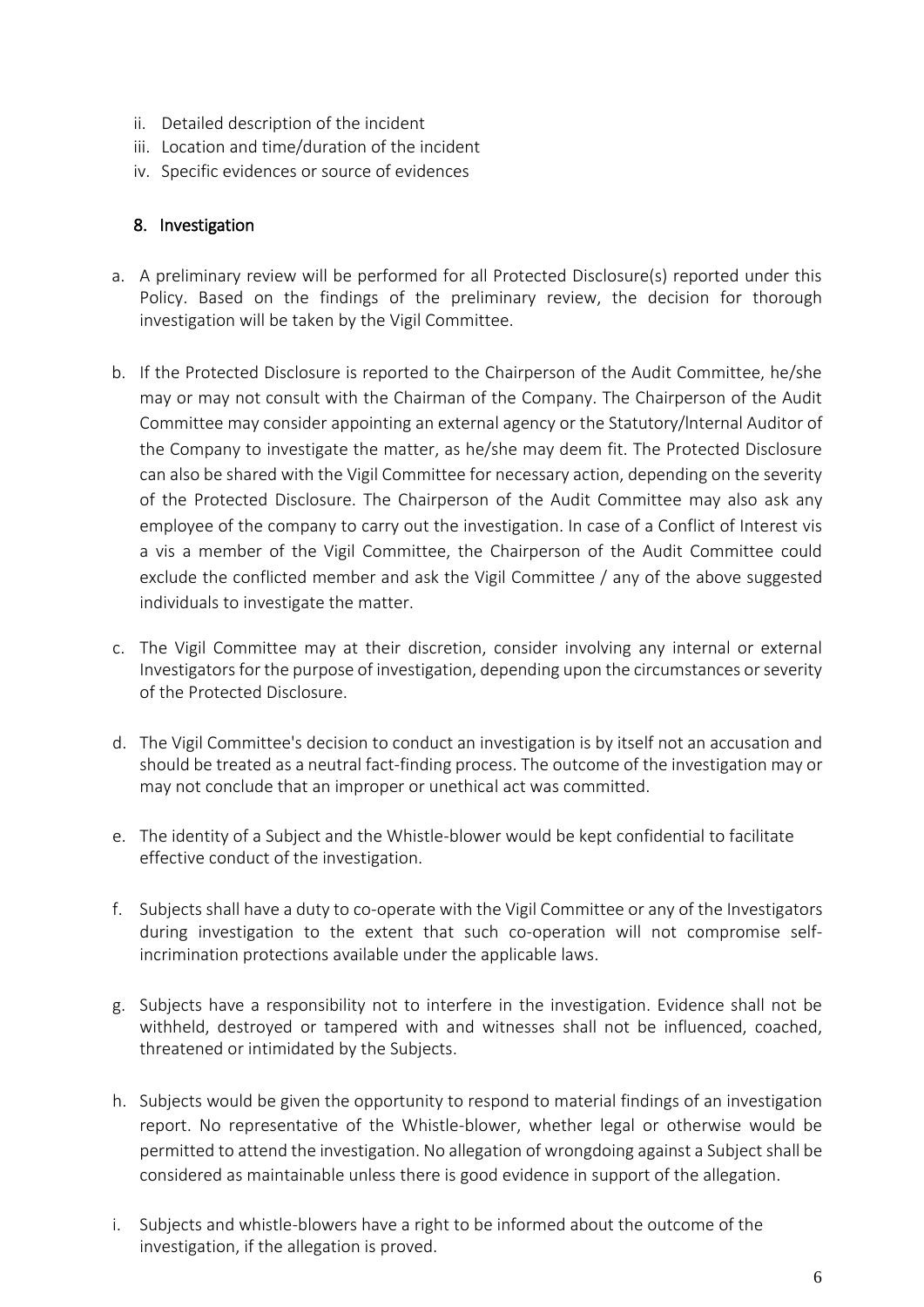ii. Detailed description of the incident
iii. Location and time/duration of the incident
iv. Specific evidences or source of evidences

## 8. Investigation

a. A preliminary review will be performed for all Protected Disclosure(s) reported under this Policy. Based on the findings of the preliminary review, the decision for thorough investigation will be taken by the Vigil Committee.

b. If the Protected Disclosure is reported to the Chairperson of the Audit Committee, he/she may or may not consult with the Chairman of the Company. The Chairperson of the Audit Committee may consider appointing an external agency or the Statutory/lnternal Auditor of the Company to investigate the matter, as he/she may deem fit. The Protected Disclosure can also be shared with the Vigil Committee for necessary action, depending on the severity of the Protected Disclosure. The Chairperson of the Audit Committee may also ask any employee of the company to carry out the investigation. In case of a Conflict of Interest vis a vis a member of the Vigil Committee, the Chairperson of the Audit Committee could exclude the conflicted member and ask the Vigil Committee / any of the above suggested individuals to investigate the matter.

c. The Vigil Committee may at their discretion, consider involving any internal or external Investigators for the purpose of investigation, depending upon the circumstances or severity of the Protected Disclosure.

d. The Vigil Committee's decision to conduct an investigation is by itself not an accusation and should be treated as a neutral fact-finding process. The outcome of the investigation may or may not conclude that an improper or unethical act was committed.

e. The identity of a Subject and the Whistle-blower would be kept confidential to facilitate effective conduct of the investigation.

f. Subjects shall have a duty to co-operate with the Vigil Committee or any of the Investigators during investigation to the extent that such co-operation will not compromise self-incrimination protections available under the applicable laws.

g. Subjects have a responsibility not to interfere in the investigation. Evidence shall not be withheld, destroyed or tampered with and witnesses shall not be influenced, coached, threatened or intimidated by the Subjects.

h. Subjects would be given the opportunity to respond to material findings of an investigation report. No representative of the Whistle-blower, whether legal or otherwise would be permitted to attend the investigation. No allegation of wrongdoing against a Subject shall be considered as maintainable unless there is good evidence in support of the allegation.

i. Subjects and whistle-blowers have a right to be informed about the outcome of the investigation, if the allegation is proved.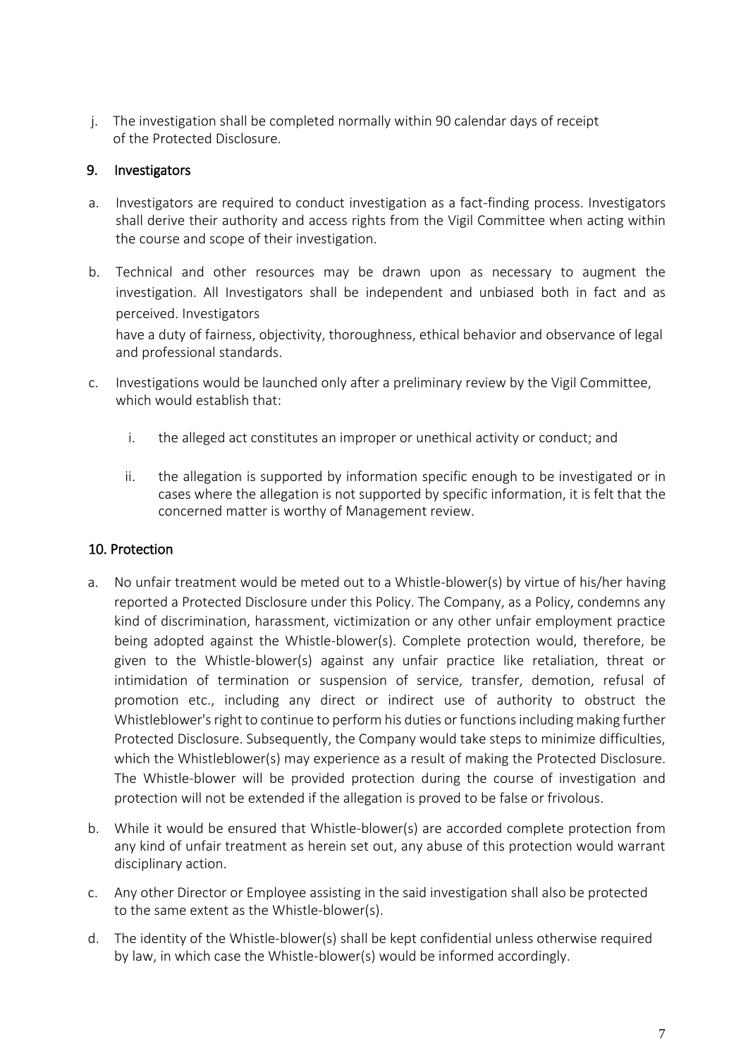j. The investigation shall be completed normally within 90 calendar days of receipt of the Protected Disclosure.

## 9. Investigators

a. Investigators are required to conduct investigation as a fact-finding process. Investigators shall derive their authority and access rights from the Vigil Committee when acting within the course and scope of their investigation.

b. Technical and other resources may be drawn upon as necessary to augment the investigation. All Investigators shall be independent and unbiased both in fact and as perceived. Investigators have a duty of fairness, objectivity, thoroughness, ethical behavior and observance of legal and professional standards.

c. Investigations would be launched only after a preliminary review by the Vigil Committee, which would establish that:

   i. the alleged act constitutes an improper or unethical activity or conduct; and

   ii. the allegation is supported by information specific enough to be investigated or in cases where the allegation is not supported by specific information, it is felt that the concerned matter is worthy of Management review.

## 10. Protection

a. No unfair treatment would be meted out to a Whistle-blower(s) by virtue of his/her having reported a Protected Disclosure under this Policy. The Company, as a Policy, condemns any kind of discrimination, harassment, victimization or any other unfair employment practice being adopted against the Whistle-blower(s). Complete protection would, therefore, be given to the Whistle-blower(s) against any unfair practice like retaliation, threat or intimidation of termination or suspension of service, transfer, demotion, refusal of promotion etc., including any direct or indirect use of authority to obstruct the Whistleblower's right to continue to perform his duties or functions including making further Protected Disclosure. Subsequently, the Company would take steps to minimize difficulties, which the Whistleblower(s) may experience as a result of making the Protected Disclosure. The Whistle-blower will be provided protection during the course of investigation and protection will not be extended if the allegation is proved to be false or frivolous.

b. While it would be ensured that Whistle-blower(s) are accorded complete protection from any kind of unfair treatment as herein set out, any abuse of this protection would warrant disciplinary action.

c. Any other Director or Employee assisting in the said investigation shall also be protected to the same extent as the Whistle-blower(s).

d. The identity of the Whistle-blower(s) shall be kept confidential unless otherwise required by law, in which case the Whistle-blower(s) would be informed accordingly.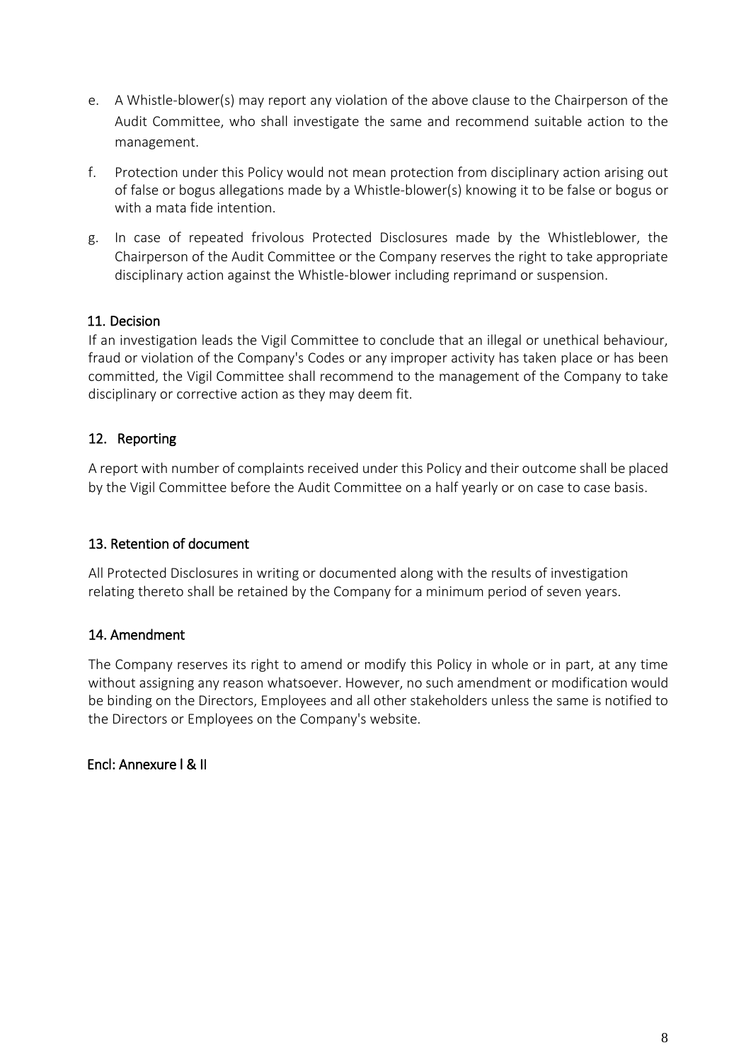e. A Whistle-blower(s) may report any violation of the above clause to the Chairperson of the Audit Committee, who shall investigate the same and recommend suitable action to the management.

f. Protection under this Policy would not mean protection from disciplinary action arising out of false or bogus allegations made by a Whistle-blower(s) knowing it to be false or bogus or with a mata fide intention.

g. In case of repeated frivolous Protected Disclosures made by the Whistleblower, the Chairperson of the Audit Committee or the Company reserves the right to take appropriate disciplinary action against the Whistle-blower including reprimand or suspension.

## 11. Decision

If an investigation leads the Vigil Committee to conclude that an illegal or unethical behaviour, fraud or violation of the Company's Codes or any improper activity has taken place or has been committed, the Vigil Committee shall recommend to the management of the Company to take disciplinary or corrective action as they may deem fit.

## 12. Reporting

A report with number of complaints received under this Policy and their outcome shall be placed by the Vigil Committee before the Audit Committee on a half yearly or on case to case basis.

## 13. Retention of document

All Protected Disclosures in writing or documented along with the results of investigation relating thereto shall be retained by the Company for a minimum period of seven years.

## 14. Amendment

The Company reserves its right to amend or modify this Policy in whole or in part, at any time without assigning any reason whatsoever. However, no such amendment or modification would be binding on the Directors, Employees and all other stakeholders unless the same is notified to the Directors or Employees on the Company's website.

Encl: Annexure I & II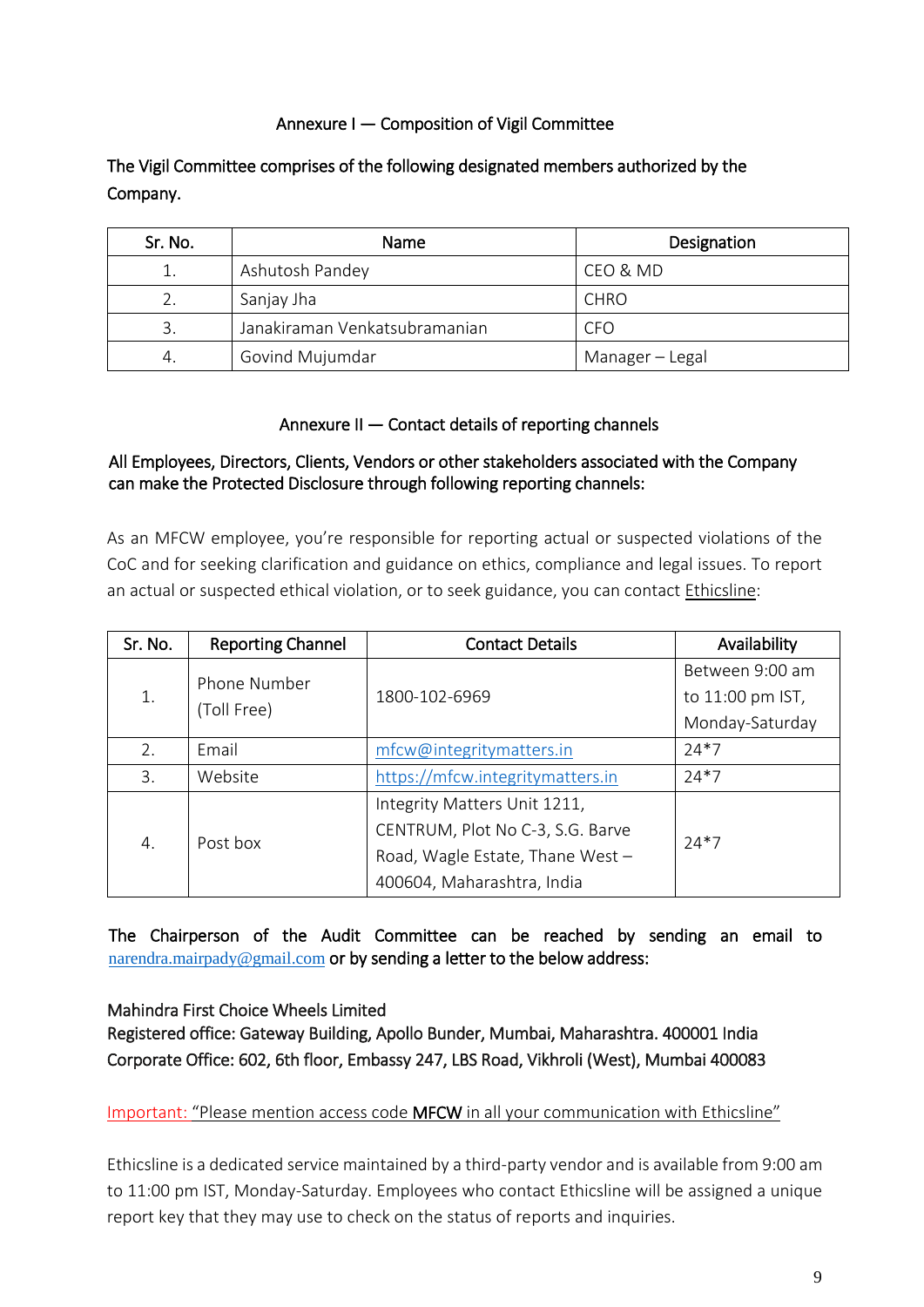## Annexure I — Composition of Vigil Committee

The Vigil Committee comprises of the following designated members authorized by the Company.

| Sr. No. | Name | Designation |
|---|---|---|
| 1. | Ashutosh Pandey | CEO & MD |
| 2. | Sanjay Jha | CHRO |
| 3. | Janakiraman Venkatsubramanian | CFO |
| 4. | Govind Mujumdar | Manager – Legal |

## Annexure II — Contact details of reporting channels

All Employees, Directors, Clients, Vendors or other stakeholders associated with the Company can make the Protected Disclosure through following reporting channels:

As an MFCW employee, you're responsible for reporting actual or suspected violations of the CoC and for seeking clarification and guidance on ethics, compliance and legal issues. To report an actual or suspected ethical violation, or to seek guidance, you can contact Ethicsline:

| Sr. No. | Reporting Channel | Contact Details | Availability |
|---|---|---|---|
| 1. | Phone Number (Toll Free) | 1800-102-6969 | Between 9:00 am to 11:00 pm IST, Monday-Saturday |
| 2. | Email | mfcw@integritymatters.in | 24*7 |
| 3. | Website | https://mfcw.integritymatters.in | 24*7 |
| 4. | Post box | Integrity Matters Unit 1211, CENTRUM, Plot No C-3, S.G. Barve Road, Wagle Estate, Thane West – 400604, Maharashtra, India | 24*7 |

The Chairperson of the Audit Committee can be reached by sending an email to narendra.mairpady@gmail.com or by sending a letter to the below address:

Mahindra First Choice Wheels Limited
Registered office: Gateway Building, Apollo Bunder, Mumbai, Maharashtra. 400001 India
Corporate Office: 602, 6th floor, Embassy 247, LBS Road, Vikhroli (West), Mumbai 400083

Important: "Please mention access code **MFCW** in all your communication with Ethicsline"

Ethicsline is a dedicated service maintained by a third-party vendor and is available from 9:00 am to 11:00 pm IST, Monday-Saturday. Employees who contact Ethicsline will be assigned a unique report key that they may use to check on the status of reports and inquiries.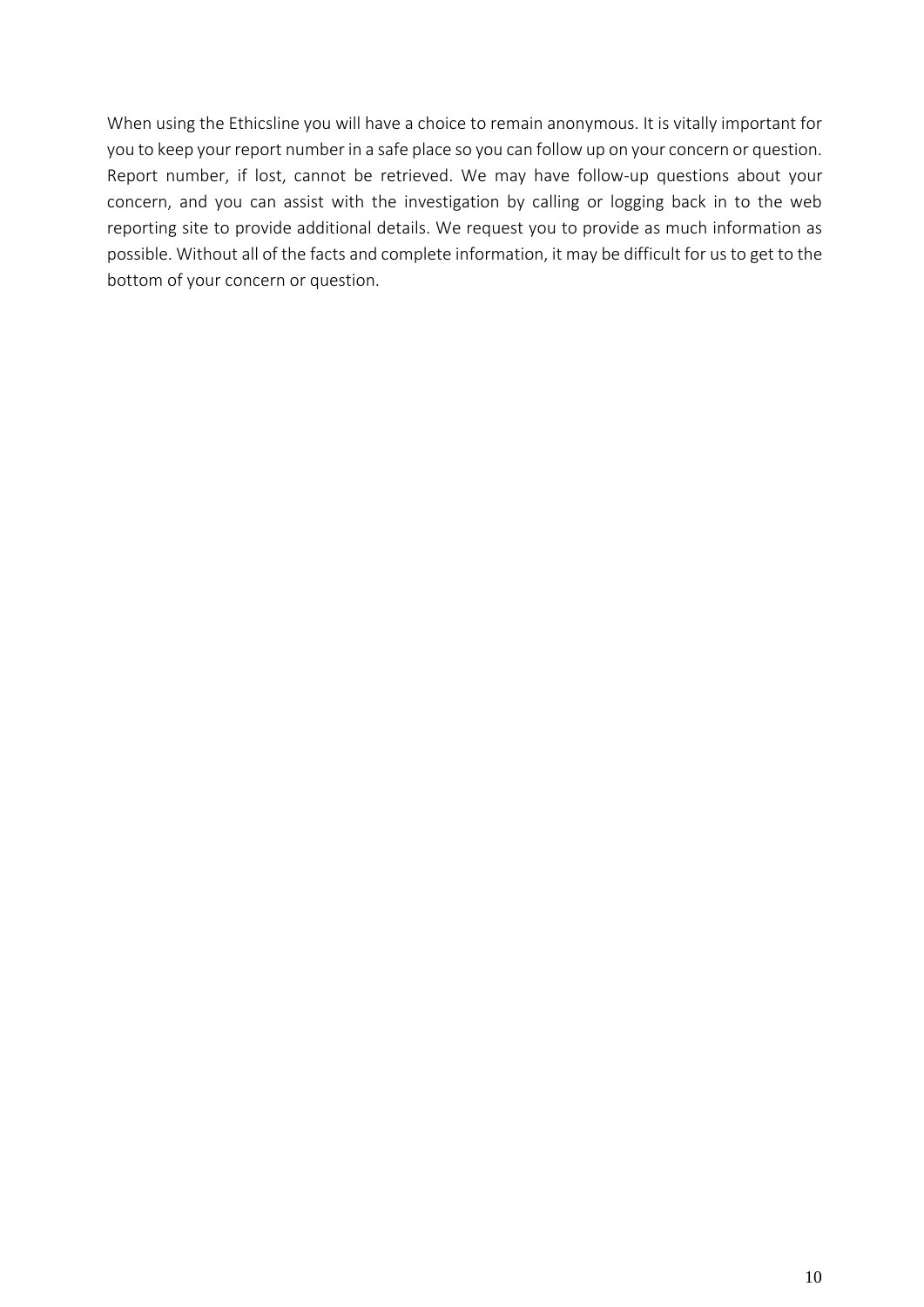When using the Ethicsline you will have a choice to remain anonymous. It is vitally important for you to keep your report number in a safe place so you can follow up on your concern or question. Report number, if lost, cannot be retrieved. We may have follow-up questions about your concern, and you can assist with the investigation by calling or logging back in to the web reporting site to provide additional details. We request you to provide as much information as possible. Without all of the facts and complete information, it may be difficult for us to get to the bottom of your concern or question.